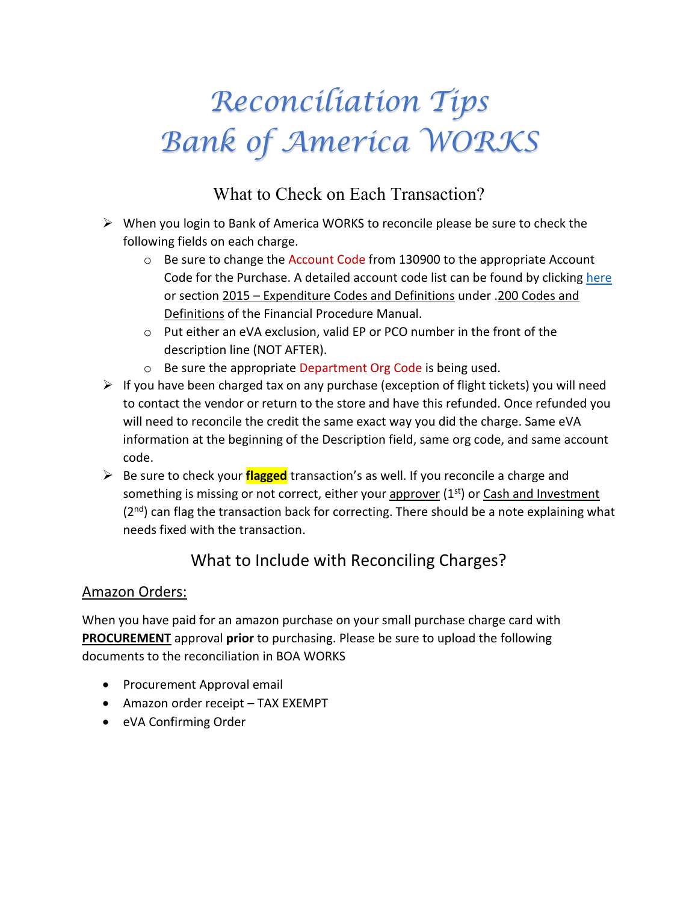# Reconciliation Tips
# Bank of America WORKS

## What to Check on Each Transaction?

- When you login to Bank of America WORKS to reconcile please be sure to check the following fields on each charge.
  - Be sure to change the Account Code from 130900 to the appropriate Account Code for the Purchase. A detailed account code list can be found by clicking here or section 2015 – Expenditure Codes and Definitions under .200 Codes and Definitions of the Financial Procedure Manual.
  - Put either an eVA exclusion, valid EP or PCO number in the front of the description line (NOT AFTER).
  - Be sure the appropriate Department Org Code is being used.
- If you have been charged tax on any purchase (exception of flight tickets) you will need to contact the vendor or return to the store and have this refunded. Once refunded you will need to reconcile the credit the same exact way you did the charge. Same eVA information at the beginning of the Description field, same org code, and same account code.
- Be sure to check your **flagged** transaction's as well. If you reconcile a charge and something is missing or not correct, either your approver (1st) or Cash and Investment (2nd) can flag the transaction back for correcting. There should be a note explaining what needs fixed with the transaction.

## What to Include with Reconciling Charges?

### Amazon Orders:

When you have paid for an amazon purchase on your small purchase charge card with **PROCUREMENT** approval **prior** to purchasing. Please be sure to upload the following documents to the reconciliation in BOA WORKS

- Procurement Approval email
- Amazon order receipt – TAX EXEMPT
- eVA Confirming Order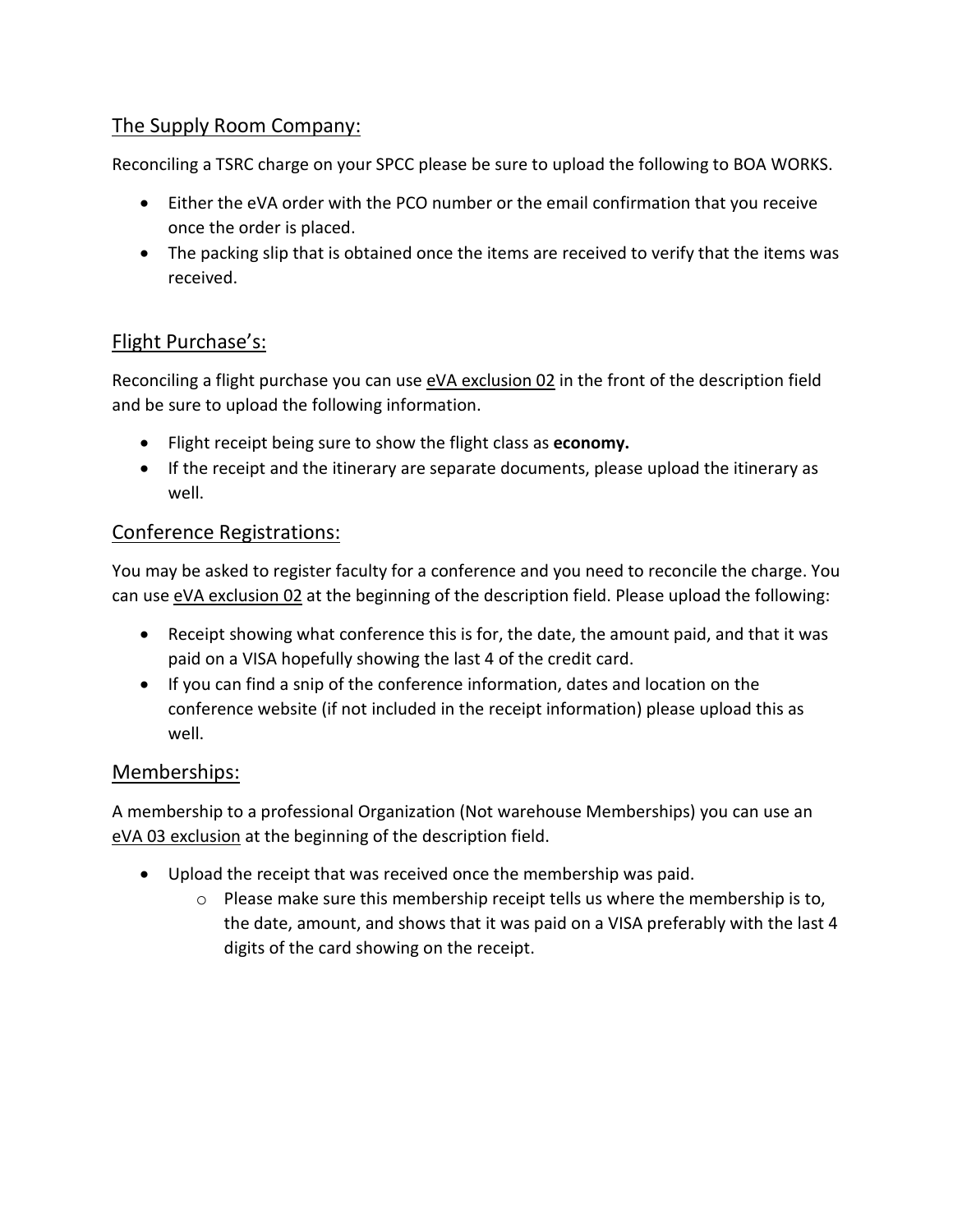## The Supply Room Company:

Reconciling a TSRC charge on your SPCC please be sure to upload the following to BOA WORKS.

- Either the eVA order with the PCO number or the email confirmation that you receive once the order is placed.
- The packing slip that is obtained once the items are received to verify that the items was received.

## Flight Purchase's:

Reconciling a flight purchase you can use eVA exclusion 02 in the front of the description field and be sure to upload the following information.

- Flight receipt being sure to show the flight class as **economy.**
- If the receipt and the itinerary are separate documents, please upload the itinerary as well.

## Conference Registrations:

You may be asked to register faculty for a conference and you need to reconcile the charge. You can use eVA exclusion 02 at the beginning of the description field. Please upload the following:

- Receipt showing what conference this is for, the date, the amount paid, and that it was paid on a VISA hopefully showing the last 4 of the credit card.
- If you can find a snip of the conference information, dates and location on the conference website (if not included in the receipt information) please upload this as well.

## Memberships:

A membership to a professional Organization (Not warehouse Memberships) you can use an eVA 03 exclusion at the beginning of the description field.

- Upload the receipt that was received once the membership was paid.
  - Please make sure this membership receipt tells us where the membership is to, the date, amount, and shows that it was paid on a VISA preferably with the last 4 digits of the card showing on the receipt.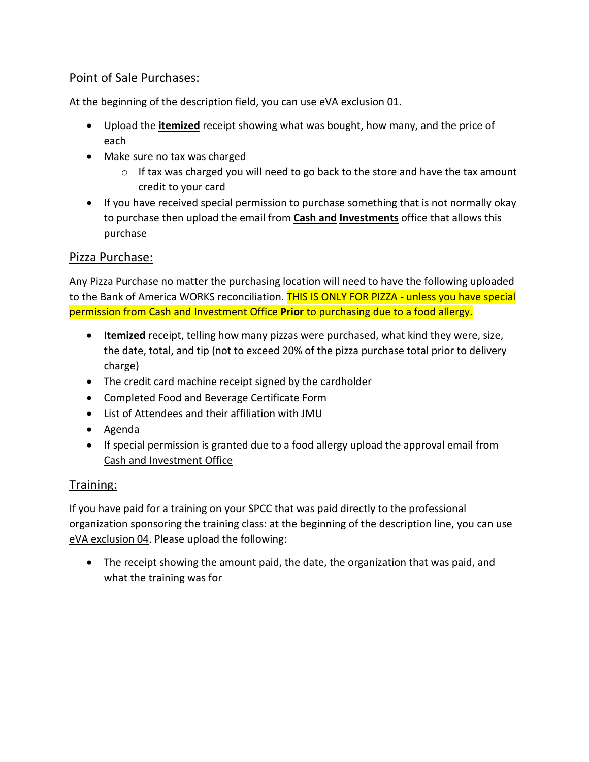## Point of Sale Purchases:

At the beginning of the description field, you can use eVA exclusion 01.

- Upload the **itemized** receipt showing what was bought, how many, and the price of each
- Make sure no tax was charged
    - If tax was charged you will need to go back to the store and have the tax amount credit to your card
- If you have received special permission to purchase something that is not normally okay to purchase then upload the email from **Cash and Investments** office that allows this purchase

## Pizza Purchase:

Any Pizza Purchase no matter the purchasing location will need to have the following uploaded to the Bank of America WORKS reconciliation. THIS IS ONLY FOR PIZZA - unless you have special permission from Cash and Investment Office **Prior** to purchasing due to a food allergy.

- **Itemized** receipt, telling how many pizzas were purchased, what kind they were, size, the date, total, and tip (not to exceed 20% of the pizza purchase total prior to delivery charge)
- The credit card machine receipt signed by the cardholder
- Completed Food and Beverage Certificate Form
- List of Attendees and their affiliation with JMU
- Agenda
- If special permission is granted due to a food allergy upload the approval email from Cash and Investment Office

## Training:

If you have paid for a training on your SPCC that was paid directly to the professional organization sponsoring the training class: at the beginning of the description line, you can use eVA exclusion 04. Please upload the following:

- The receipt showing the amount paid, the date, the organization that was paid, and what the training was for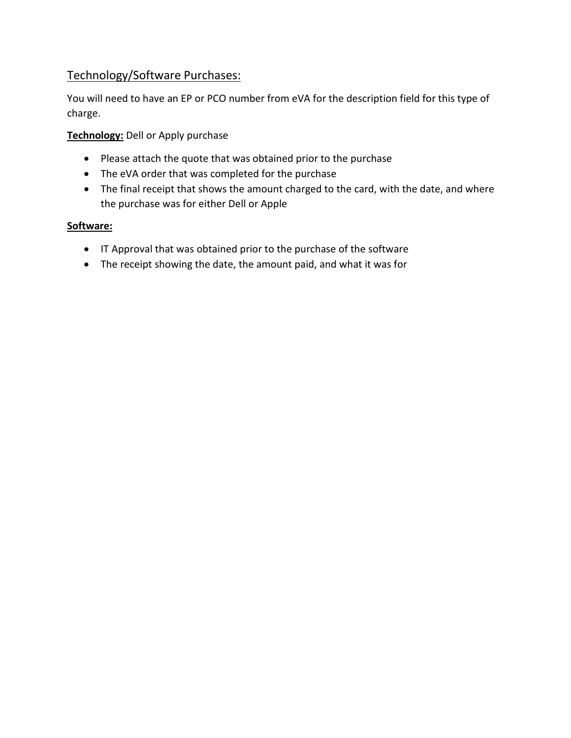## Technology/Software Purchases:

You will need to have an EP or PCO number from eVA for the description field for this type of charge.

**Technology:** Dell or Apply purchase

- Please attach the quote that was obtained prior to the purchase
- The eVA order that was completed for the purchase
- The final receipt that shows the amount charged to the card, with the date, and where the purchase was for either Dell or Apple

**Software:**

- IT Approval that was obtained prior to the purchase of the software
- The receipt showing the date, the amount paid, and what it was for